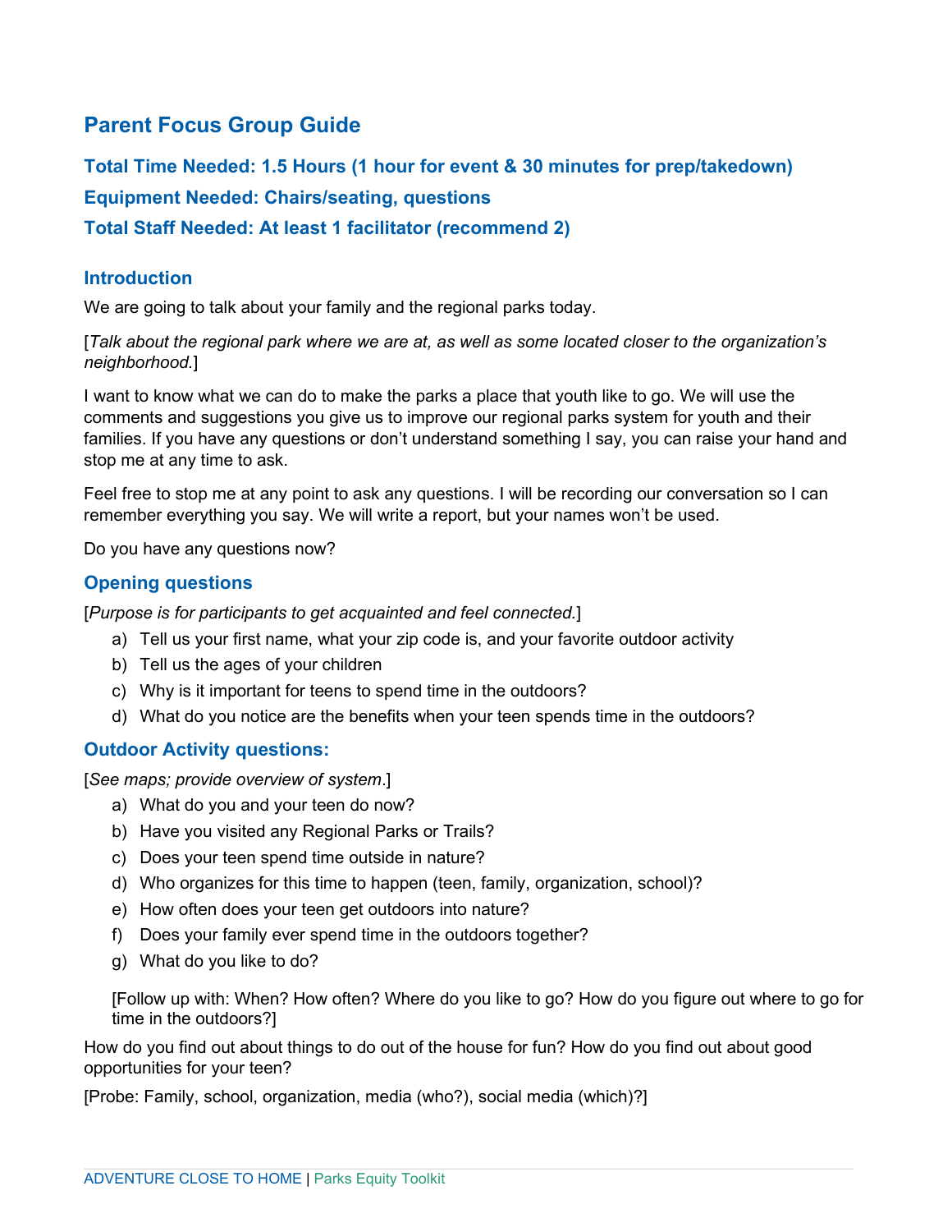# Parent Focus Group Guide

### Total Time Needed: 1.5 Hours (1 hour for event & 30 minutes for prep/takedown)

### Equipment Needed: Chairs/seating, questions

### Total Staff Needed: At least 1 facilitator (recommend 2)

## Introduction

We are going to talk about your family and the regional parks today.

[*Talk about the regional park where we are at, as well as some located closer to the organization's neighborhood.*]

I want to know what we can do to make the parks a place that youth like to go. We will use the comments and suggestions you give us to improve our regional parks system for youth and their families. If you have any questions or don't understand something I say, you can raise your hand and stop me at any time to ask.

Feel free to stop me at any point to ask any questions. I will be recording our conversation so I can remember everything you say. We will write a report, but your names won't be used.

Do you have any questions now?

## Opening questions

[*Purpose is for participants to get acquainted and feel connected.*]

a) Tell us your first name, what your zip code is, and your favorite outdoor activity
b) Tell us the ages of your children
c) Why is it important for teens to spend time in the outdoors?
d) What do you notice are the benefits when your teen spends time in the outdoors?

## Outdoor Activity questions:

[*See maps; provide overview of system*.]

a) What do you and your teen do now?
b) Have you visited any Regional Parks or Trails?
c) Does your teen spend time outside in nature?
d) Who organizes for this time to happen (teen, family, organization, school)?
e) How often does your teen get outdoors into nature?
f) Does your family ever spend time in the outdoors together?
g) What do you like to do?

[Follow up with: When? How often? Where do you like to go? How do you figure out where to go for time in the outdoors?]

How do you find out about things to do out of the house for fun? How do you find out about good opportunities for your teen?

[Probe: Family, school, organization, media (who?), social media (which)?]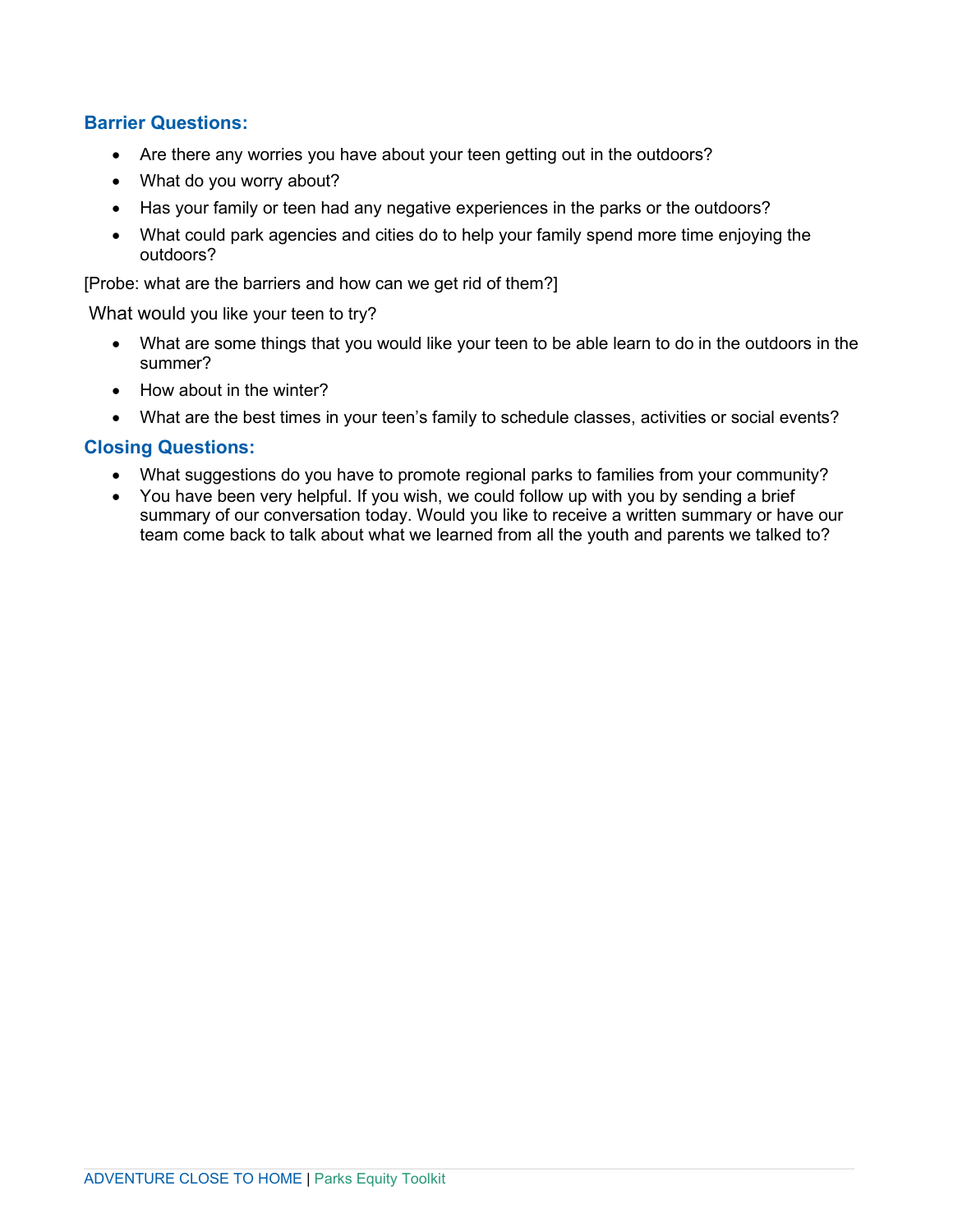### Barrier Questions:

- Are there any worries you have about your teen getting out in the outdoors?
- What do you worry about?
- Has your family or teen had any negative experiences in the parks or the outdoors?
- What could park agencies and cities do to help your family spend more time enjoying the outdoors?

[Probe: what are the barriers and how can we get rid of them?]

What would you like your teen to try?

- What are some things that you would like your teen to be able learn to do in the outdoors in the summer?
- How about in the winter?
- What are the best times in your teen's family to schedule classes, activities or social events?

### Closing Questions:

- What suggestions do you have to promote regional parks to families from your community?
- You have been very helpful. If you wish, we could follow up with you by sending a brief summary of our conversation today. Would you like to receive a written summary or have our team come back to talk about what we learned from all the youth and parents we talked to?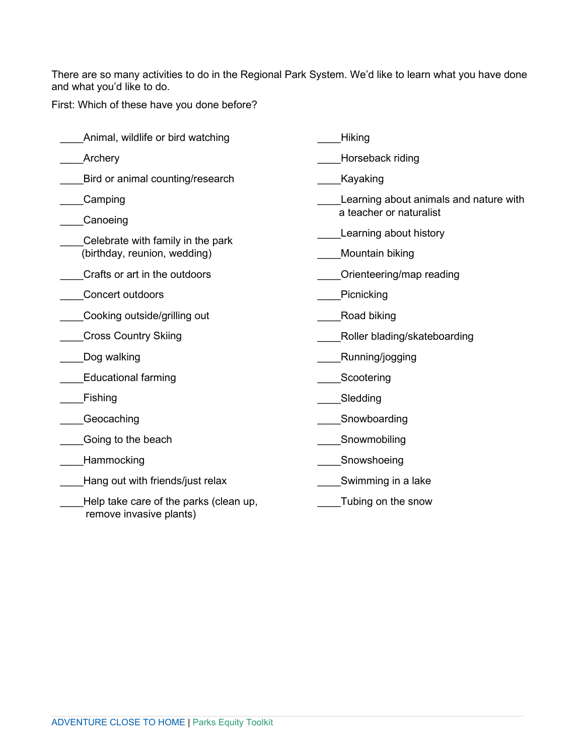There are so many activities to do in the Regional Park System. We'd like to learn what you have done and what you'd like to do.

First: Which of these have you done before?

____Animal, wildlife or bird watching

____Archery

____Bird or animal counting/research

____Camping

____Canoeing

____Celebrate with family in the park (birthday, reunion, wedding)

____Crafts or art in the outdoors

____Concert outdoors

____Cooking outside/grilling out

____Cross Country Skiing

____Dog walking

____Educational farming

____Fishing

____Geocaching

____Going to the beach

____Hammocking

____Hang out with friends/just relax

____Help take care of the parks (clean up, remove invasive plants)

____Hiking

____Horseback riding

____Kayaking

____Learning about animals and nature with a teacher or naturalist

____Learning about history

____Mountain biking

____Orienteering/map reading

____Picnicking

____Road biking

____Roller blading/skateboarding

____Running/jogging

____Scootering

____Sledding

____Snowboarding

____Snowmobiling

____Snowshoeing

____Swimming in a lake

____Tubing on the snow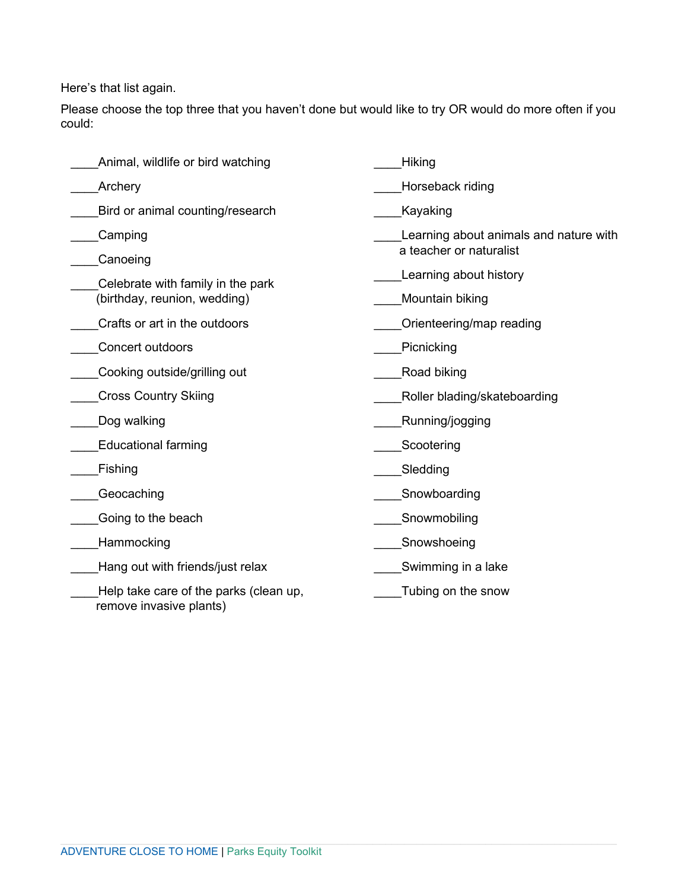Here's that list again.

Please choose the top three that you haven't done but would like to try OR would do more often if you could:

____Animal, wildlife or bird watching

____Archery

____Bird or animal counting/research

____Camping

____Canoeing

____Celebrate with family in the park (birthday, reunion, wedding)

____Crafts or art in the outdoors

____Concert outdoors

____Cooking outside/grilling out

____Cross Country Skiing

____Dog walking

____Educational farming

____Fishing

____Geocaching

____Going to the beach

____Hammocking

____Hang out with friends/just relax

____Help take care of the parks (clean up, remove invasive plants)

____Hiking

____Horseback riding

____Kayaking

____Learning about animals and nature with a teacher or naturalist

____Learning about history

____Mountain biking

____Orienteering/map reading

____Picnicking

____Road biking

____Roller blading/skateboarding

____Running/jogging

____Scootering

____Sledding

____Snowboarding

____Snowmobiling

____Snowshoeing

____Swimming in a lake

____Tubing on the snow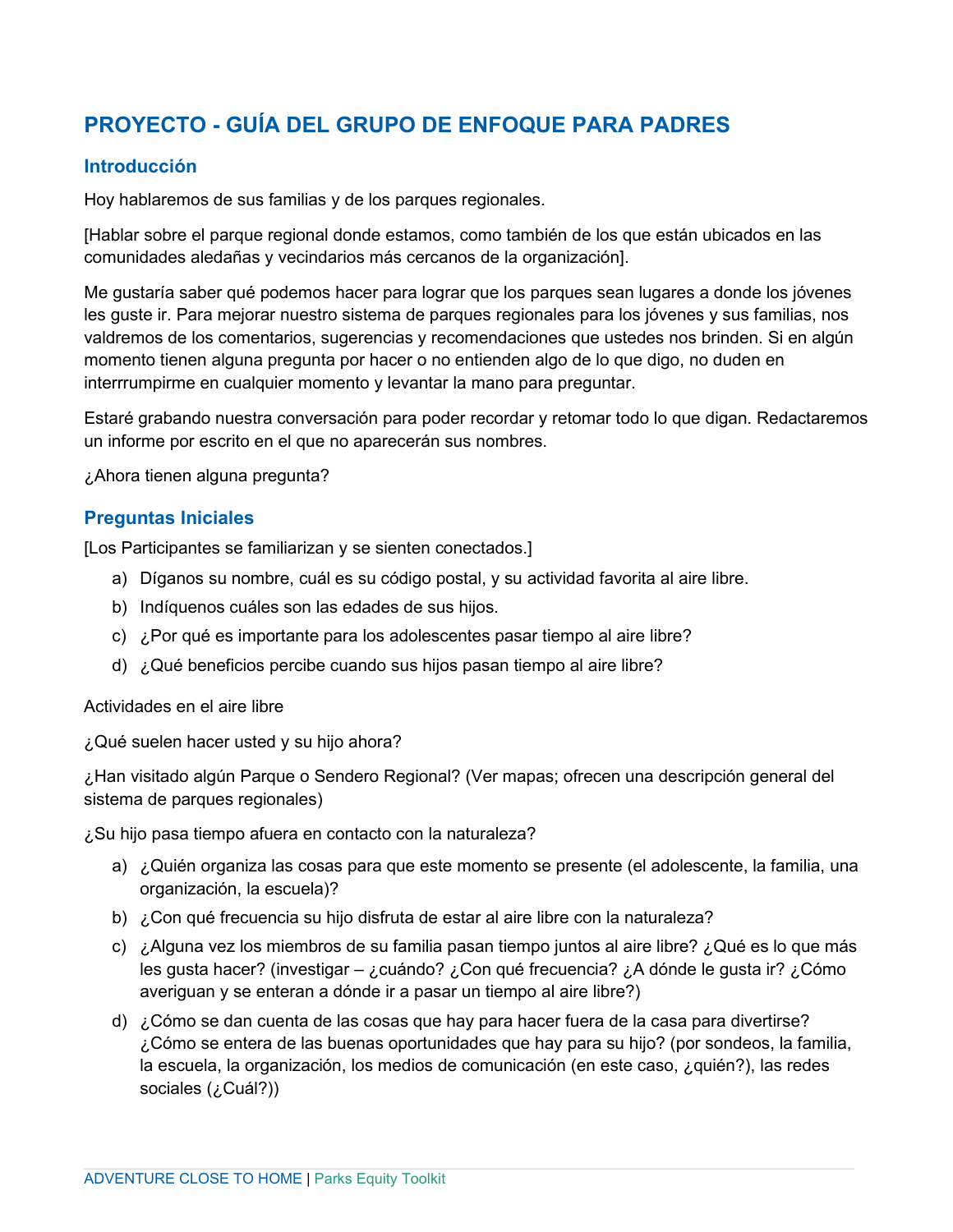# PROYECTO - GUÍA DEL GRUPO DE ENFOQUE PARA PADRES

## Introducción

Hoy hablaremos de sus familias y de los parques regionales.

[Hablar sobre el parque regional donde estamos, como también de los que están ubicados en las comunidades aledañas y vecindarios más cercanos de la organización].

Me gustaría saber qué podemos hacer para lograr que los parques sean lugares a donde los jóvenes les guste ir. Para mejorar nuestro sistema de parques regionales para los jóvenes y sus familias, nos valdremos de los comentarios, sugerencias y recomendaciones que ustedes nos brinden. Si en algún momento tienen alguna pregunta por hacer o no entienden algo de lo que digo, no duden en interrrumpirme en cualquier momento y levantar la mano para preguntar.

Estaré grabando nuestra conversación para poder recordar y retomar todo lo que digan. Redactaremos un informe por escrito en el que no aparecerán sus nombres.

¿Ahora tienen alguna pregunta?

## Preguntas Iniciales

[Los Participantes se familiarizan y se sienten conectados.]

a) Díganos su nombre, cuál es su código postal, y su actividad favorita al aire libre.
b) Indíquenos cuáles son las edades de sus hijos.
c) ¿Por qué es importante para los adolescentes pasar tiempo al aire libre?
d) ¿Qué beneficios percibe cuando sus hijos pasan tiempo al aire libre?

Actividades en el aire libre

¿Qué suelen hacer usted y su hijo ahora?

¿Han visitado algún Parque o Sendero Regional? (Ver mapas; ofrecen una descripción general del sistema de parques regionales)

¿Su hijo pasa tiempo afuera en contacto con la naturaleza?

a) ¿Quién organiza las cosas para que este momento se presente (el adolescente, la familia, una organización, la escuela)?
b) ¿Con qué frecuencia su hijo disfruta de estar al aire libre con la naturaleza?
c) ¿Alguna vez los miembros de su familia pasan tiempo juntos al aire libre? ¿Qué es lo que más les gusta hacer? (investigar – ¿cuándo? ¿Con qué frecuencia? ¿A dónde le gusta ir? ¿Cómo averiguan y se enteran a dónde ir a pasar un tiempo al aire libre?)
d) ¿Cómo se dan cuenta de las cosas que hay para hacer fuera de la casa para divertirse? ¿Cómo se entera de las buenas oportunidades que hay para su hijo? (por sondeos, la familia, la escuela, la organización, los medios de comunicación (en este caso, ¿quién?), las redes sociales (¿Cuál?))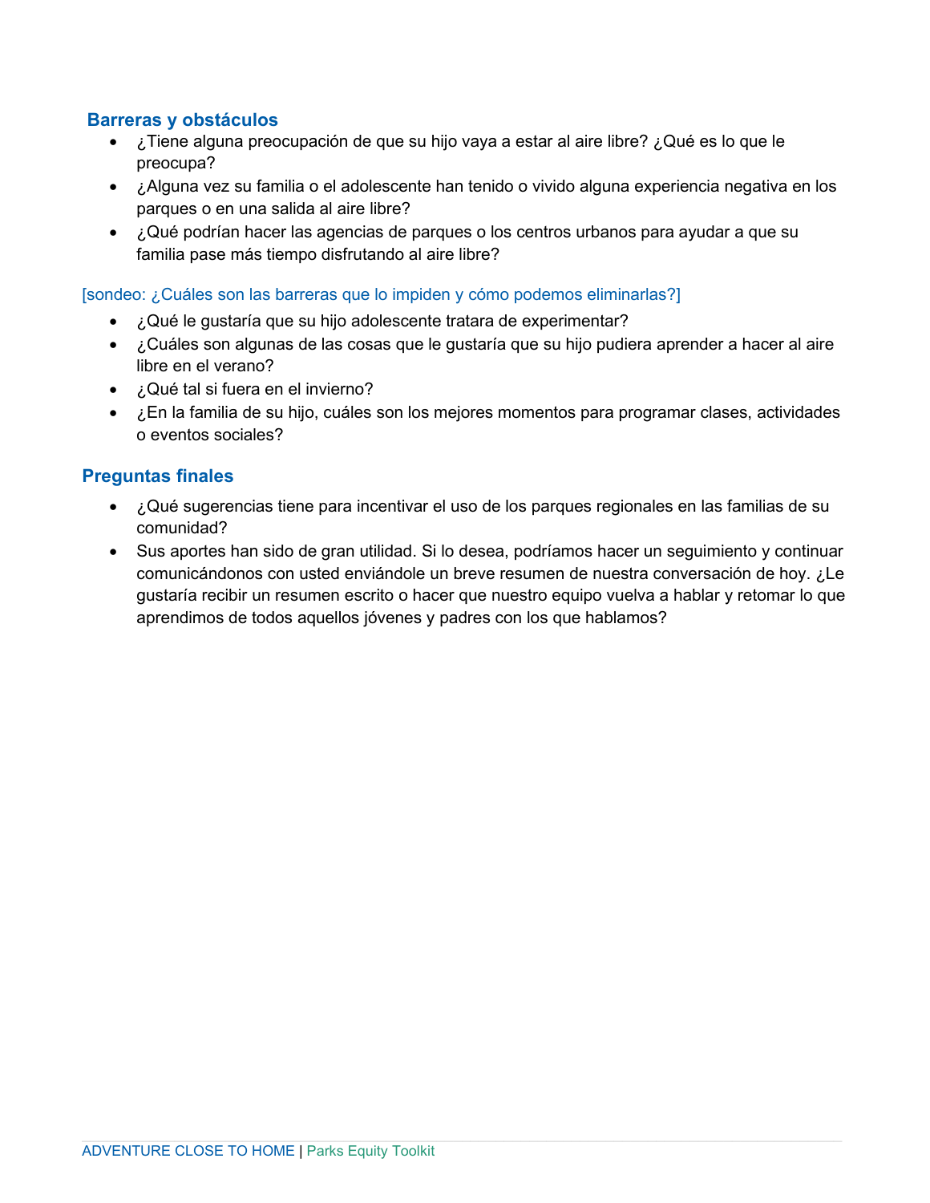## Barreras y obstáculos

- ¿Tiene alguna preocupación de que su hijo vaya a estar al aire libre? ¿Qué es lo que le preocupa?
- ¿Alguna vez su familia o el adolescente han tenido o vivido alguna experiencia negativa en los parques o en una salida al aire libre?
- ¿Qué podrían hacer las agencias de parques o los centros urbanos para ayudar a que su familia pase más tiempo disfrutando al aire libre?

[sondeo: ¿Cuáles son las barreras que lo impiden y cómo podemos eliminarlas?]

- ¿Qué le gustaría que su hijo adolescente tratara de experimentar?
- ¿Cuáles son algunas de las cosas que le gustaría que su hijo pudiera aprender a hacer al aire libre en el verano?
- ¿Qué tal si fuera en el invierno?
- ¿En la familia de su hijo, cuáles son los mejores momentos para programar clases, actividades o eventos sociales?

## Preguntas finales

- ¿Qué sugerencias tiene para incentivar el uso de los parques regionales en las familias de su comunidad?
- Sus aportes han sido de gran utilidad. Si lo desea, podríamos hacer un seguimiento y continuar comunicándonos con usted enviándole un breve resumen de nuestra conversación de hoy. ¿Le gustaría recibir un resumen escrito o hacer que nuestro equipo vuelva a hablar y retomar lo que aprendimos de todos aquellos jóvenes y padres con los que hablamos?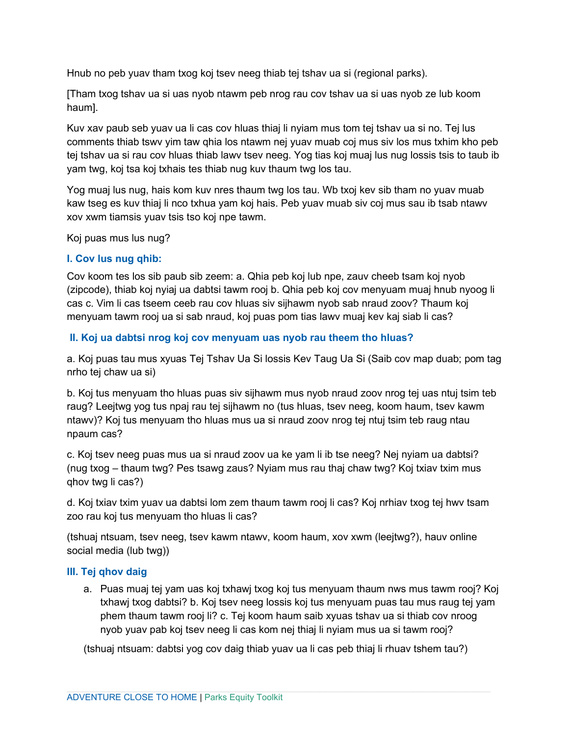Hnub no peb yuav tham txog koj tsev neeg thiab tej tshav ua si (regional parks).

[Tham txog tshav ua si uas nyob ntawm peb nrog rau cov tshav ua si uas nyob ze lub koom haum].

Kuv xav paub seb yuav ua li cas cov hluas thiaj li nyiam mus tom tej tshav ua si no. Tej lus comments thiab tswv yim taw qhia los ntawm nej yuav muab coj mus siv los mus txhim kho peb tej tshav ua si rau cov hluas thiab lawv tsev neeg. Yog tias koj muaj lus nug lossis tsis to taub ib yam twg, koj tsa koj txhais tes thiab nug kuv thaum twg los tau.

Yog muaj lus nug, hais kom kuv nres thaum twg los tau. Wb txoj kev sib tham no yuav muab kaw tseg es kuv thiaj li nco txhua yam koj hais. Peb yuav muab siv coj mus sau ib tsab ntawv xov xwm tiamsis yuav tsis tso koj npe tawm.

Koj puas mus lus nug?

### I. Cov lus nug qhib:

Cov koom tes los sib paub sib zeem: a. Qhia peb koj lub npe, zauv cheeb tsam koj nyob (zipcode), thiab koj nyiaj ua dabtsi tawm rooj b. Qhia peb koj cov menyuam muaj hnub nyoog li cas c. Vim li cas tseem ceeb rau cov hluas siv sijhawm nyob sab nraud zoov? Thaum koj menyuam tawm rooj ua si sab nraud, koj puas pom tias lawv muaj kev kaj siab li cas?

### II. Koj ua dabtsi nrog koj cov menyuam uas nyob rau theem tho hluas?

a. Koj puas tau mus xyuas Tej Tshav Ua Si lossis Kev Taug Ua Si (Saib cov map duab; pom tag nrho tej chaw ua si)

b. Koj tus menyuam tho hluas puas siv sijhawm mus nyob nraud zoov nrog tej uas ntuj tsim teb raug? Leejtwg yog tus npaj rau tej sijhawm no (tus hluas, tsev neeg, koom haum, tsev kawm ntawv)? Koj tus menyuam tho hluas mus ua si nraud zoov nrog tej ntuj tsim teb raug ntau npaum cas?

c. Koj tsev neeg puas mus ua si nraud zoov ua ke yam li ib tse neeg? Nej nyiam ua dabtsi? (nug txog – thaum twg? Pes tsawg zaus? Nyiam mus rau thaj chaw twg? Koj txiav txim mus qhov twg li cas?)

d. Koj txiav txim yuav ua dabtsi lom zem thaum tawm rooj li cas? Koj nrhiav txog tej hwv tsam zoo rau koj tus menyuam tho hluas li cas?

(tshuaj ntsuam, tsev neeg, tsev kawm ntawv, koom haum, xov xwm (leejtwg?), hauv online social media (lub twg))

### III. Tej qhov daig

a. Puas muaj tej yam uas koj txhawj txog koj tus menyuam thaum nws mus tawm rooj? Koj txhawj txog dabtsi? b. Koj tsev neeg lossis koj tus menyuam puas tau mus raug tej yam phem thaum tawm rooj li? c. Tej koom haum saib xyuas tshav ua si thiab cov nroog nyob yuav pab koj tsev neeg li cas kom nej thiaj li nyiam mus ua si tawm rooj?

(tshuaj ntsuam: dabtsi yog cov daig thiab yuav ua li cas peb thiaj li rhuav tshem tau?)